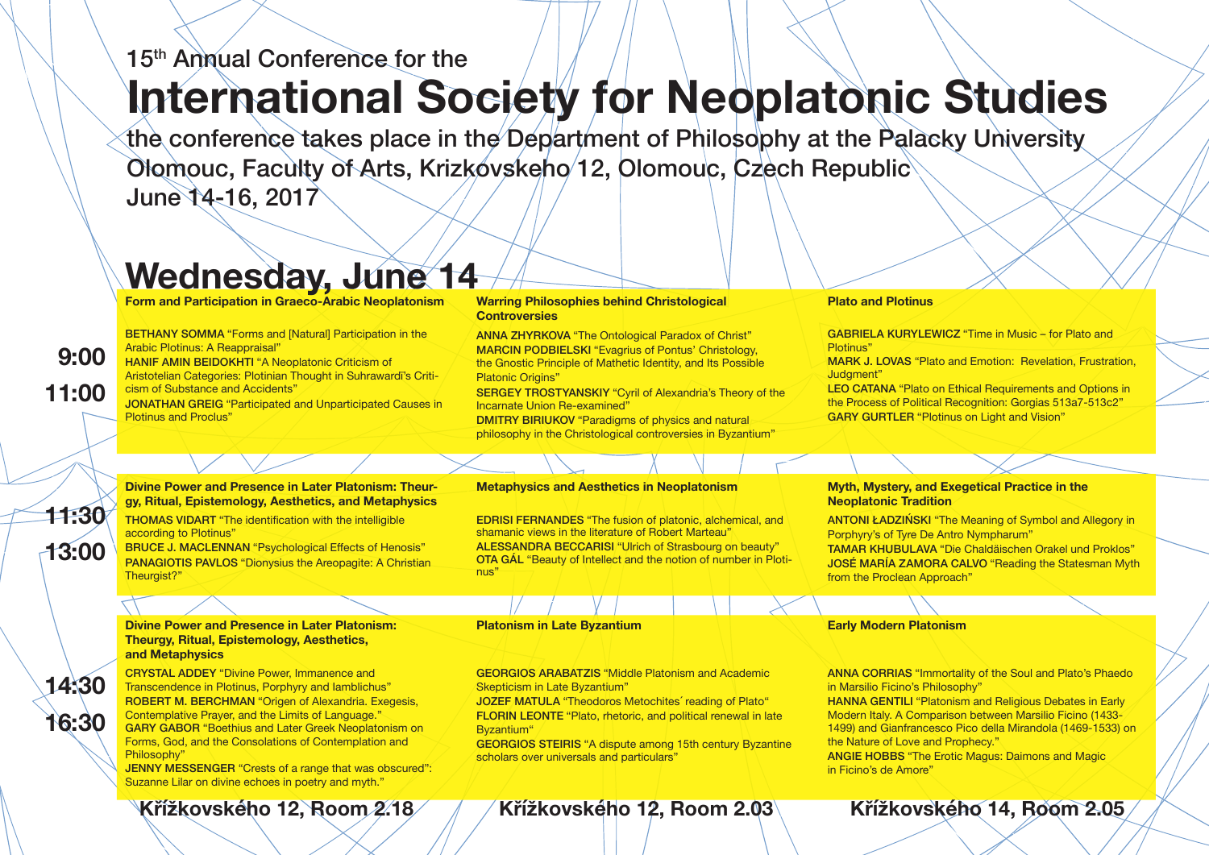15th Annual Conference for the

# International Society for Neoplatonic Studies

the conference takes place in the Department of Philosophy at the Palacky University Olomouc, Faculty of Arts, Krizkovskeho 12, Olomouc, Czech Republic
June 14-16, 2017

## Wednesday, June 14

Rooms: Křížkovského 12, Room 2.18 | Křížkovského 12, Room 2.03 | Křížkovského 14, Room 2.05

### 9:00–11:00

**Křížkovského 12, Room 2.18 — Form and Participation in Graeco-Arabic Neoplatonism**

**BETHANY SOMMA** “Forms and [Natural] Participation in the Arabic Plotinus: A Reappraisal”
**HANIF AMIN BEIDOKHTI** “A Neoplatonic Criticism of Aristotelian Categories: Plotinian Thought in Suhrawardī’s Criticism of Substance and Accidents”
**JONATHAN GREIG** “Participated and Unparticipated Causes in Plotinus and Proclus”

**Křížkovského 12, Room 2.03 — Warring Philosophies behind Christological Controversies**

**ANNA ZHYRKOVA** “The Ontological Paradox of Christ”
**MARCIN PODBIELSKI** “Evagrius of Pontus’ Christology, the Gnostic Principle of Mathetic Identity, and Its Possible Platonic Origins”
**SERGEY TROSTYANSKIY** “Cyril of Alexandria’s Theory of the Incarnate Union Re-examined”
**DMITRY BIRIUKOV** “Paradigms of physics and natural philosophy in the Christological controversies in Byzantium”

**Křížkovského 14, Room 2.05 — Plato and Plotinus**

**GABRIELA KURYLEWICZ** “Time in Music – for Plato and Plotinus”
**MARK J. LOVAS** “Plato and Emotion: Revelation, Frustration, Judgment”
**LEO CATANA** “Plato on Ethical Requirements and Options in the Process of Political Recognition: Gorgias 513a7-513c2”
**GARY GURTLER** “Plotinus on Light and Vision”

### 11:30–13:00

**Křížkovského 12, Room 2.18 — Divine Power and Presence in Later Platonism: Theurgy, Ritual, Epistemology, Aesthetics, and Metaphysics**

**THOMAS VIDART** “The identification with the intelligible according to Plotinus”
**BRUCE J. MACLENNAN** “Psychological Effects of Henosis”
**PANAGIOTIS PAVLOS** “Dionysius the Areopagite: A Christian Theurgist?”

**Křížkovského 12, Room 2.03 — Metaphysics and Aesthetics in Neoplatonism**

**EDRISI FERNANDES** “The fusion of platonic, alchemical, and shamanic views in the literature of Robert Marteau”
**ALESSANDRA BECCARISI** “Ulrich of Strasbourg on beauty”
**OTA GÁL** “Beauty of Intellect and the notion of number in Plotinus”

**Křížkovského 14, Room 2.05 — Myth, Mystery, and Exegetical Practice in the Neoplatonic Tradition**

**ANTONI ŁADZIŃSKI** “The Meaning of Symbol and Allegory in Porphyry’s of Tyre De Antro Nympharum”
**TAMAR KHUBULAVA** “Die Chaldäischen Orakel und Proklos”
**JOSÉ MARÍA ZAMORA CALVO** “Reading the Statesman Myth from the Proclean Approach”

### 14:30–16:30

**Křížkovského 12, Room 2.18 — Divine Power and Presence in Later Platonism: Theurgy, Ritual, Epistemology, Aesthetics, and Metaphysics**

**CRYSTAL ADDEY** “Divine Power, Immanence and Transcendence in Plotinus, Porphyry and Iamblichus”
**ROBERT M. BERCHMAN** “Origen of Alexandria. Exegesis, Contemplative Prayer, and the Limits of Language.”
**GARY GABOR** “Boethius and Later Greek Neoplatonism on Forms, God, and the Consolations of Contemplation and Philosophy”
**JENNY MESSENGER** “Crests of a range that was obscured”: Suzanne Lilar on divine echoes in poetry and myth.”

**Křížkovského 12, Room 2.03 — Platonism in Late Byzantium**

**GEORGIOS ARABATZIS** “Middle Platonism and Academic Skepticism in Late Byzantium”
**JOZEF MATULA** “Theodoros Metochites´ reading of Plato“
**FLORIN LEONTE** “Plato, rhetoric, and political renewal in late Byzantium”
**GEORGIOS STEIRIS** “A dispute among 15th century Byzantine scholars over universals and particulars”

**Křížkovského 14, Room 2.05 — Early Modern Platonism**

**ANNA CORRIAS** “Immortality of the Soul and Plato’s Phaedo in Marsilio Ficino’s Philosophy”
**HANNA GENTILI** “Platonism and Religious Debates in Early Modern Italy. A Comparison between Marsilio Ficino (1433-1499) and Gianfrancesco Pico della Mirandola (1469-1533) on the Nature of Love and Prophecy.”
**ANGIE HOBBS** “The Erotic Magus: Daimons and Magic in Ficino’s de Amore”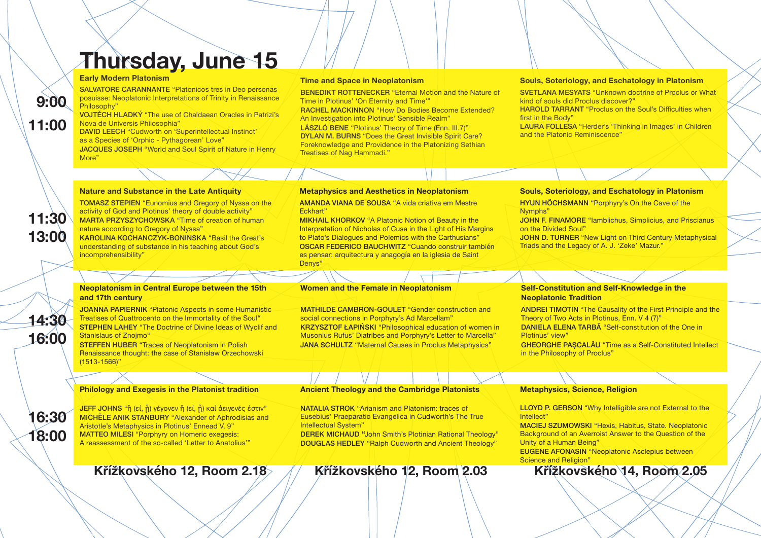# Thursday, June 15

## 9:00–11:00

### Early Modern Platonism

**SALVATORE CARANNANTE** "Platonicos tres in Deo personas posuisse: Neoplatonic Interpretations of Trinity in Renaissance Philosophy"
**VOJTĚCH HLADKÝ** "The use of Chaldaean Oracles in Patrizi's Nova de Universis Philosophia"
**DAVID LEECH** "Cudworth on 'Superintellectual Instinct' as a Species of 'Orphic - Pythagorean' Love"
**JACQUES JOSEPH** "World and Soul Spirit of Nature in Henry More"

### Time and Space in Neoplatonism

**BENEDIKT ROTTENECKER** "Eternal Motion and the Nature of Time in Plotinus' 'On Eternity and Time'"
**RACHEL MACKINNON** "How Do Bodies Become Extended? An Investigation into Plotinus' Sensible Realm"
**LÁSZLÓ BENE** "Plotinus' Theory of Time (Enn. III.7)"
**DYLAN M. BURNS** "Does the Great Invisible Spirit Care? Foreknowledge and Providence in the Platonizing Sethian Treatises of Nag Hammadi."

### Souls, Soteriology, and Eschatology in Platonism

**SVETLANA MESYATS** "Unknown doctrine of Proclus or What kind of souls did Proclus discover?"
**HAROLD TARRANT** "Proclus on the Soul's Difficulties when first in the Body"
**LAURA FOLLESA** "Herder's 'Thinking in Images' in Children and the Platonic Reminiscence"

## 11:30–13:00

### Nature and Substance in the Late Antiquity

**TOMASZ STEPIEN** "Eunomius and Gregory of Nyssa on the activity of God and Plotinus' theory of double activity"
**MARTA PRZYSZYCHOWSKA** "Time of creation of human nature according to Gregory of Nyssa"
**KAROLINA KOCHANCZYK-BONINSKA** "Basil the Great's understanding of substance in his teaching about God's incomprehensibility"

### Metaphysics and Aesthetics in Neoplatonism

**AMANDA VIANA DE SOUSA** "A vida criativa em Mestre Eckhart"
**MIKHAIL KHORKOV** "A Platonic Notion of Beauty in the Interpretation of Nicholas of Cusa in the Light of His Margins to Plato's Dialogues and Polemics with the Carthusians"
**OSCAR FEDERICO BAUCHWITZ** "Cuando construir también es pensar: arquitectura y anagogía en la iglesia de Saint Denys"

### Souls, Soteriology, and Eschatology in Platonism

**HYUN HÖCHSMANN** "Porphyry's On the Cave of the Nymphs"
**JOHN F. FINAMORE** "Iamblichus, Simplicius, and Priscianus on the Divided Soul"
**JOHN D. TURNER** "New Light on Third Century Metaphysical Triads and the Legacy of A. J. 'Zeke' Mazur."

## 14:30–16:00

### Neoplatonism in Central Europe between the 15th and 17th century

**JOANNA PAPIERNIK** "Platonic Aspects in some Humanistic Treatises of Quattrocento on the Immortality of the Soul"
**STEPHEN LAHEY** "The Doctrine of Divine Ideas of Wyclif and Stanislaus of Znojmo"
**STEFFEN HUBER** "Traces of Neoplatonism in Polish Renaissance thought: the case of Stanisław Orzechowski (1513-1566)"

### Women and the Female in Neoplatonism

**MATHILDE CAMBRON-GOULET** "Gender construction and social connections in Porphyry's Ad Marcellam"
**KRZYSZTOF ŁAPIŃSKI** "Philosophical education of women in Musonius Rufus' Diatribes and Porphyry's Letter to Marcella"
**JANA SCHULTZ** "Maternal Causes in Proclus Metaphysics"

### Self-Constitution and Self-Knowledge in the Neoplatonic Tradition

**ANDREI TIMOTIN** "The Causality of the First Principle and the Theory of Two Acts in Plotinus, Enn. V 4 (7)"
**DANIELA ELENA TARBĂ** "Self-constitution of the One in Plotinus' view"
**GHEORGHE PAȘCALĂU** "Time as a Self-Constituted Intellect in the Philosophy of Proclus"

## 16:30–18:00

### Philology and Exegesis in the Platonist tradition

**JEFF JOHNS** "ἢ (εἰ, ᾗ) γέγονεν ἢ (εἰ, ᾗ) καὶ ἀειγενές ἐστιν"
**MICHÈLE ANIK STANBURY** "Alexander of Aphrodisias and Aristotle's Metaphysics in Plotinus' Ennead V, 9"
**MATTEO MILESI** "Porphyry on Homeric exegesis: A reassessment of the so-called 'Letter to Anatolius'"

### Ancient Theology and the Cambridge Platonists

**NATALIA STROK** "Arianism and Platonism: traces of Eusebius' Praeparatio Evangelica in Cudworth's The True Intellectual System"
**DEREK MICHAUD** "John Smith's Plotinian Rational Theology"
**DOUGLAS HEDLEY** "Ralph Cudworth and Ancient Theology"

### Metaphysics, Science, Religion

**LLOYD P. GERSON** "Why Intelligible are not External to the Intellect"
**MACIEJ SZUMOWSKI** "Hexis, Habitus, State. Neoplatonic Background of an Averroist Answer to the Question of the Unity of a Human Being"
**EUGENE AFONASIN** "Neoplatonic Asclepius between Science and Religion"

**Křížkovského 12, Room 2.18** | **Křížkovského 12, Room 2.03** | **Křížkovského 14, Room 2.05**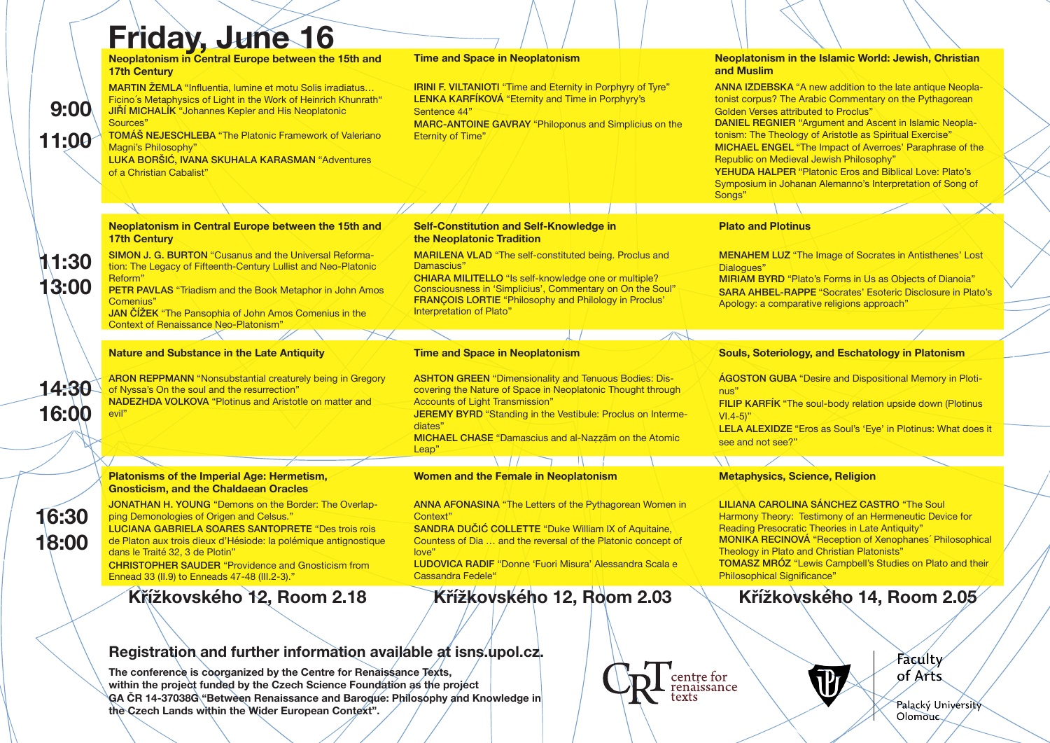# Friday, June 16

## 9:00–11:00

### Neoplatonism in Central Europe between the 15th and 17th Century

**MARTIN ŽEMLA** “Influentia, lumine et motu Solis irradiatus… Ficino´s Metaphysics of Light in the Work of Heinrich Khunrath“
**JIŘÍ MICHALÍK** “Johannes Kepler and His Neoplatonic Sources”
**TOMÁŠ NEJESCHLEBA** “The Platonic Framework of Valeriano Magni’s Philosophy”
**LUKA BORŠIĆ, IVANA SKUHALA KARASMAN** “Adventures of a Christian Cabalist”

### Time and Space in Neoplatonism

**IRINI F. VILTANIOTI** “Time and Eternity in Porphyry of Tyre”
**LENKA KARFÍKOVÁ** “Eternity and Time in Porphyry’s Sentence 44”
**MARC-ANTOINE GAVRAY** “Philoponus and Simplicius on the Eternity of Time”

### Neoplatonism in the Islamic World: Jewish, Christian and Muslim

**ANNA IZDEBSKA** “A new addition to the late antique Neoplatonist corpus? The Arabic Commentary on the Pythagorean Golden Verses attributed to Proclus”
**DANIEL REGNIER** “Argument and Ascent in Islamic Neoplatonism: The Theology of Aristotle as Spiritual Exercise”
**MICHAEL ENGEL** “The Impact of Averroes’ Paraphrase of the Republic on Medieval Jewish Philosophy”
**YEHUDA HALPER** “Platonic Eros and Biblical Love: Plato’s Symposium in Johanan Alemanno’s Interpretation of Song of Songs”

## 11:30–13:00

### Neoplatonism in Central Europe between the 15th and 17th Century

**SIMON J. G. BURTON** “Cusanus and the Universal Reformation: The Legacy of Fifteenth-Century Lullist and Neo-Platonic Reform”
**PETR PAVLAS** “Triadism and the Book Metaphor in John Amos Comenius”
**JAN ČÍŽEK** “The Pansophia of John Amos Comenius in the Context of Renaissance Neo-Platonism”

### Self-Constitution and Self-Knowledge in the Neoplatonic Tradition

**MARILENA VLAD** “The self-constituted being. Proclus and Damascius”
**CHIARA MILITELLO** “Is self-knowledge one or multiple? Consciousness in ‘Simplicius’, Commentary on On the Soul”
**FRANÇOIS LORTIE** “Philosophy and Philology in Proclus’ Interpretation of Plato”

### Plato and Plotinus

**MENAHEM LUZ** “The Image of Socrates in Antisthenes’ Lost Dialogues”
**MIRIAM BYRD** “Plato’s Forms in Us as Objects of Dianoia”
**SARA AHBEL-RAPPE** “Socrates’ Esoteric Disclosure in Plato’s Apology: a comparative religions approach”

## 14:30–16:00

### Nature and Substance in the Late Antiquity

**ARON REPPMANN** “Nonsubstantial creaturely being in Gregory of Nyssa’s On the soul and the resurrection”
**NADEZHDA VOLKOVA** “Plotinus and Aristotle on matter and evil”

### Time and Space in Neoplatonism

**ASHTON GREEN** “Dimensionality and Tenuous Bodies: Discovering the Nature of Space in Neoplatonic Thought through Accounts of Light Transmission”
**JEREMY BYRD** “Standing in the Vestibule: Proclus on Intermediates”
**MICHAEL CHASE** “Damascius and al-Naẓẓām on the Atomic Leap”

### Souls, Soteriology, and Eschatology in Platonism

**ÁGOSTON GUBA** “Desire and Dispositional Memory in Plotinus”
**FILIP KARFÍK** “The soul-body relation upside down (Plotinus VI.4-5)”
**LELA ALEXIDZE** “Eros as Soul’s ‘Eye’ in Plotinus: What does it see and not see?”

## 16:30–18:00

### Platonisms of the Imperial Age: Hermetism, Gnosticism, and the Chaldaean Oracles

**JONATHAN H. YOUNG** “Demons on the Border: The Overlapping Demonologies of Origen and Celsus.”
**LUCIANA GABRIELA SOARES SANTOPRETE** “Des trois rois de Platon aux trois dieux d’Hésiode: la polémique antignostique dans le Traité 32, 3 de Plotin”
**CHRISTOPHER SAUDER** “Providence and Gnosticism from Ennead 33 (II.9) to Enneads 47-48 (III.2-3).”

### Women and the Female in Neoplatonism

**ANNA AFONASINA** “The Letters of the Pythagorean Women in Context”
**SANDRA DUČIĆ COLLETTE** “Duke William IX of Aquitaine, Countess of Dia … and the reversal of the Platonic concept of love”
**LUDOVICA RADIF** “Donne ‘Fuori Misura’ Alessandra Scala e Cassandra Fedele“

### Metaphysics, Science, Religion

**LILIANA CAROLINA SÁNCHEZ CASTRO** “The Soul Harmony Theory: Testimony of an Hermeneutic Device for Reading Presocratic Theories in Late Antiquity”
**MONIKA RECINOVÁ** “Reception of Xenophanes´ Philosophical Theology in Plato and Christian Platonists”
**TOMASZ MRÓZ** “Lewis Campbell’s Studies on Plato and their Philosophical Significance”

**Rooms:** Křížkovského 12, Room 2.18 (left column) | Křížkovského 12, Room 2.03 (middle column) | Křížkovského 14, Room 2.05 (right column)

**Registration and further information available at isns.upol.cz.**

**The conference is coorganized by the Centre for Renaissance Texts, within the project funded by the Czech Science Foundation as the project GA ČR 14-37038G “Between Renaissance and Baroque: Philosophy and Knowledge in the Czech Lands within the Wider European Context”.**

centre for renaissance texts

Faculty of Arts
Palacký University Olomouc